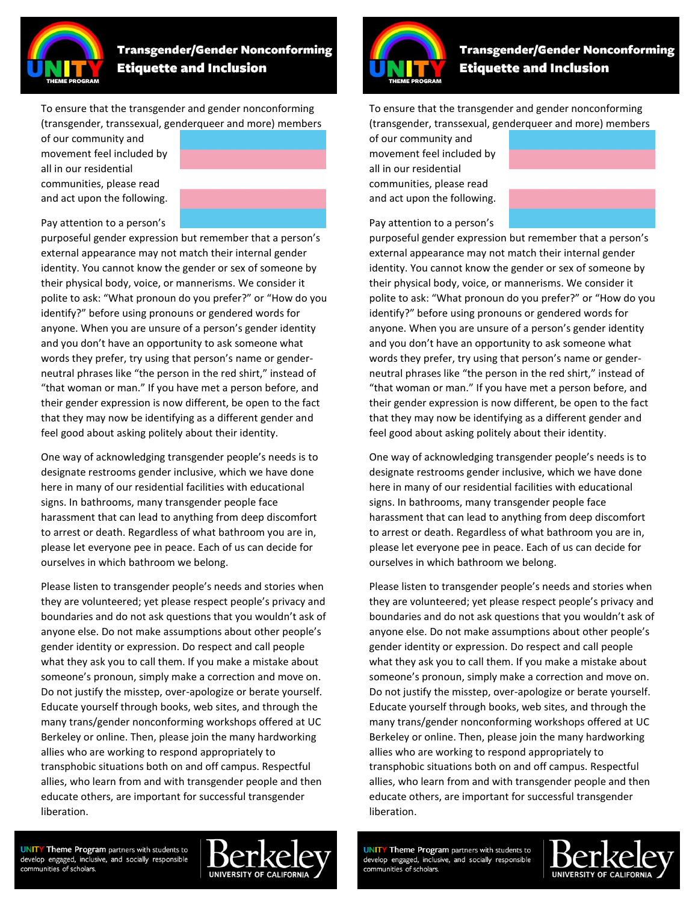# Transgender/Gender Nonconforming Etiquette and Inclusion

To ensure that the transgender and gender nonconforming (transgender, transsexual, genderqueer and more) members of our community and movement feel included by all in our residential communities, please read and act upon the following.

Pay attention to a person's purposeful gender expression but remember that a person's external appearance may not match their internal gender identity. You cannot know the gender or sex of someone by their physical body, voice, or mannerisms. We consider it polite to ask: "What pronoun do you prefer?" or "How do you identify?" before using pronouns or gendered words for anyone. When you are unsure of a person's gender identity and you don't have an opportunity to ask someone what words they prefer, try using that person's name or gender-neutral phrases like "the person in the red shirt," instead of "that woman or man." If you have met a person before, and their gender expression is now different, be open to the fact that they may now be identifying as a different gender and feel good about asking politely about their identity.

One way of acknowledging transgender people's needs is to designate restrooms gender inclusive, which we have done here in many of our residential facilities with educational signs. In bathrooms, many transgender people face harassment that can lead to anything from deep discomfort to arrest or death. Regardless of what bathroom you are in, please let everyone pee in peace. Each of us can decide for ourselves in which bathroom we belong.

Please listen to transgender people's needs and stories when they are volunteered; yet please respect people's privacy and boundaries and do not ask questions that you wouldn't ask of anyone else. Do not make assumptions about other people's gender identity or expression. Do respect and call people what they ask you to call them. If you make a mistake about someone's pronoun, simply make a correction and move on. Do not justify the misstep, over-apologize or berate yourself. Educate yourself through books, web sites, and through the many trans/gender nonconforming workshops offered at UC Berkeley or online. Then, please join the many hardworking allies who are working to respond appropriately to transphobic situations both on and off campus. Respectful allies, who learn from and with transgender people and then educate others, are important for successful transgender liberation.

**UNITY Theme Program** partners with students to develop engaged, inclusive, and socially responsible communities of scholars.

Berkeley UNIVERSITY OF CALIFORNIA

# Transgender/Gender Nonconforming Etiquette and Inclusion

To ensure that the transgender and gender nonconforming (transgender, transsexual, genderqueer and more) members of our community and movement feel included by all in our residential communities, please read and act upon the following.

Pay attention to a person's purposeful gender expression but remember that a person's external appearance may not match their internal gender identity. You cannot know the gender or sex of someone by their physical body, voice, or mannerisms. We consider it polite to ask: "What pronoun do you prefer?" or "How do you identify?" before using pronouns or gendered words for anyone. When you are unsure of a person's gender identity and you don't have an opportunity to ask someone what words they prefer, try using that person's name or gender-neutral phrases like "the person in the red shirt," instead of "that woman or man." If you have met a person before, and their gender expression is now different, be open to the fact that they may now be identifying as a different gender and feel good about asking politely about their identity.

One way of acknowledging transgender people's needs is to designate restrooms gender inclusive, which we have done here in many of our residential facilities with educational signs. In bathrooms, many transgender people face harassment that can lead to anything from deep discomfort to arrest or death. Regardless of what bathroom you are in, please let everyone pee in peace. Each of us can decide for ourselves in which bathroom we belong.

Please listen to transgender people's needs and stories when they are volunteered; yet please respect people's privacy and boundaries and do not ask questions that you wouldn't ask of anyone else. Do not make assumptions about other people's gender identity or expression. Do respect and call people what they ask you to call them. If you make a mistake about someone's pronoun, simply make a correction and move on. Do not justify the misstep, over-apologize or berate yourself. Educate yourself through books, web sites, and through the many trans/gender nonconforming workshops offered at UC Berkeley or online. Then, please join the many hardworking allies who are working to respond appropriately to transphobic situations both on and off campus. Respectful allies, who learn from and with transgender people and then educate others, are important for successful transgender liberation.

**UNITY Theme Program** partners with students to develop engaged, inclusive, and socially responsible communities of scholars.

Berkeley UNIVERSITY OF CALIFORNIA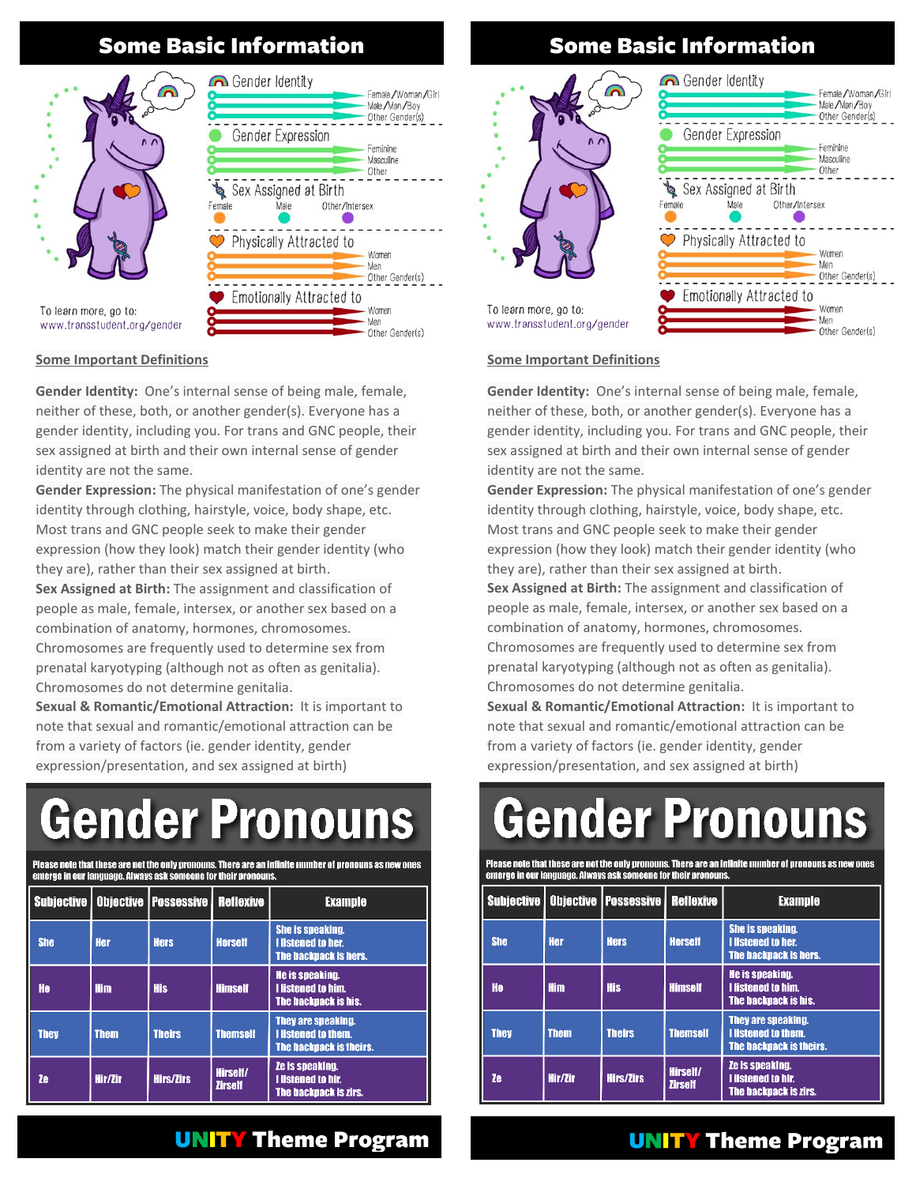## Some Basic Information

Gender Identity
Female/Woman/Girl
Male/Man/Boy
Other Gender(s)

Gender Expression
Feminine
Masculine
Other

Sex Assigned at Birth
Female
Male
Other/Intersex

Physically Attracted to
Women
Men
Other Gender(s)

Emotionally Attracted to
Women
Men
Other Gender(s)

To learn more, go to:
www.transstudent.org/gender

**Some Important Definitions**

**Gender Identity:** One's internal sense of being male, female, neither of these, both, or another gender(s). Everyone has a gender identity, including you. For trans and GNC people, their sex assigned at birth and their own internal sense of gender identity are not the same.

**Gender Expression:** The physical manifestation of one's gender identity through clothing, hairstyle, voice, body shape, etc. Most trans and GNC people seek to make their gender expression (how they look) match their gender identity (who they are), rather than their sex assigned at birth.

**Sex Assigned at Birth:** The assignment and classification of people as male, female, intersex, or another sex based on a combination of anatomy, hormones, chromosomes. Chromosomes are frequently used to determine sex from prenatal karyotyping (although not as often as genitalia). Chromosomes do not determine genitalia.

**Sexual & Romantic/Emotional Attraction:** It is important to note that sexual and romantic/emotional attraction can be from a variety of factors (ie. gender identity, gender expression/presentation, and sex assigned at birth)

# Gender Pronouns

Please note that these are not the only pronouns. There are an infinite number of pronouns as new ones emerge in our language. Always ask someone for their pronouns.

| Subjective | Objective | Possessive | Reflexive | Example |
|---|---|---|---|---|
| She | Her | Hers | Herself | She is speaking. I listened to her. The backpack is hers. |
| He | Him | His | Himself | He is speaking. I listened to him. The backpack is his. |
| They | Them | Theirs | Themself | They are speaking. I listened to them. The backpack is theirs. |
| Ze | Hir/Zir | Hirs/Zirs | Hirself/ Zirself | Ze is speaking. I listened to hir. The backpack is zirs. |

**UNITY Theme Program**

## Some Basic Information

Gender Identity
Female/Woman/Girl
Male/Man/Boy
Other Gender(s)

Gender Expression
Feminine
Masculine
Other

Sex Assigned at Birth
Female
Male
Other/Intersex

Physically Attracted to
Women
Men
Other Gender(s)

Emotionally Attracted to
Women
Men
Other Gender(s)

To learn more, go to:
www.transstudent.org/gender

**Some Important Definitions**

**Gender Identity:** One's internal sense of being male, female, neither of these, both, or another gender(s). Everyone has a gender identity, including you. For trans and GNC people, their sex assigned at birth and their own internal sense of gender identity are not the same.

**Gender Expression:** The physical manifestation of one's gender identity through clothing, hairstyle, voice, body shape, etc. Most trans and GNC people seek to make their gender expression (how they look) match their gender identity (who they are), rather than their sex assigned at birth.

**Sex Assigned at Birth:** The assignment and classification of people as male, female, intersex, or another sex based on a combination of anatomy, hormones, chromosomes. Chromosomes are frequently used to determine sex from prenatal karyotyping (although not as often as genitalia). Chromosomes do not determine genitalia.

**Sexual & Romantic/Emotional Attraction:** It is important to note that sexual and romantic/emotional attraction can be from a variety of factors (ie. gender identity, gender expression/presentation, and sex assigned at birth)

# Gender Pronouns

Please note that these are not the only pronouns. There are an infinite number of pronouns as new ones emerge in our language. Always ask someone for their pronouns.

| Subjective | Objective | Possessive | Reflexive | Example |
|---|---|---|---|---|
| She | Her | Hers | Herself | She is speaking. I listened to her. The backpack is hers. |
| He | Him | His | Himself | He is speaking. I listened to him. The backpack is his. |
| They | Them | Theirs | Themself | They are speaking. I listened to them. The backpack is theirs. |
| Ze | Hir/Zir | Hirs/Zirs | Hirself/ Zirself | Ze is speaking. I listened to hir. The backpack is zirs. |

**UNITY Theme Program**